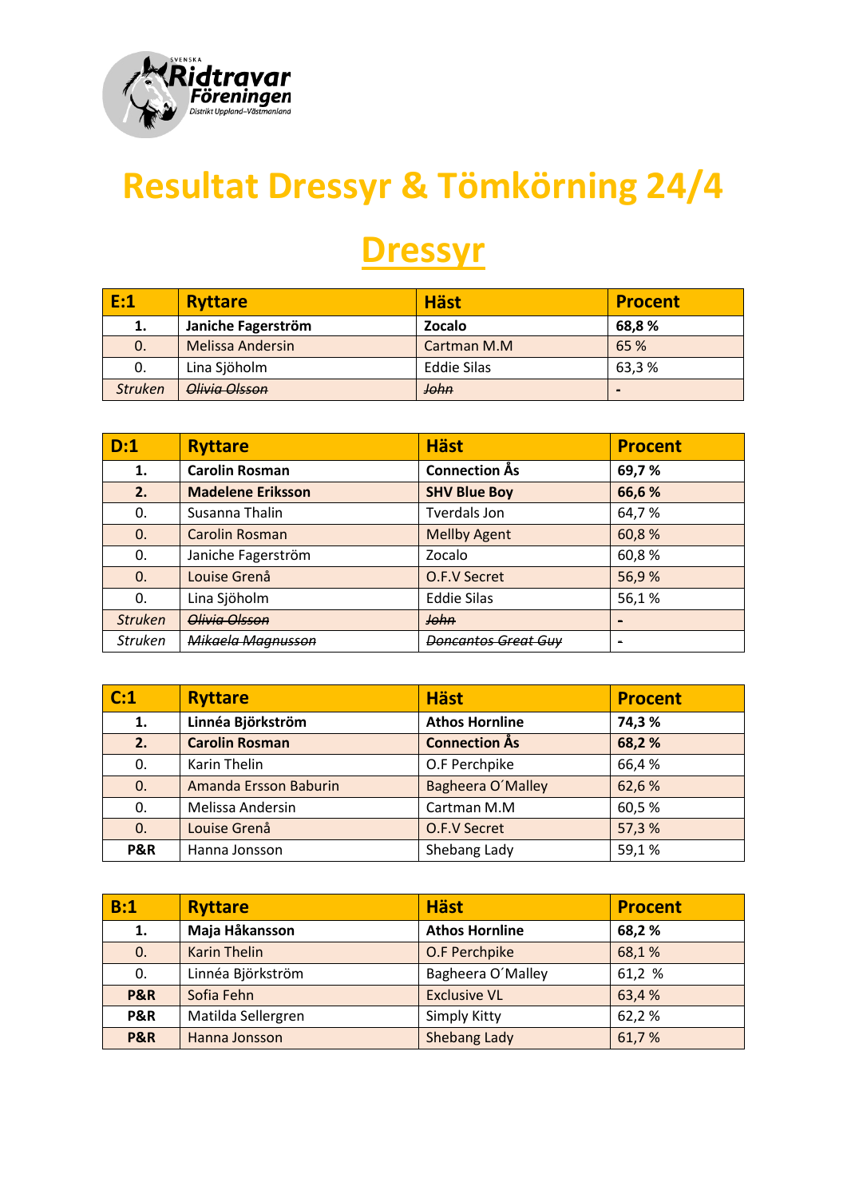# Resultat Dressyr & Tömkörning 24/4

## Dressyr

| E:1 | Ryttare | Häst | Procent |
|---|---|---|---|
| **1.** | **Janiche Fagerström** | **Zocalo** | **68,8 %** |
| 0. | Melissa Andersin | Cartman M.M | 65 % |
| 0. | Lina Sjöholm | Eddie Silas | 63,3 % |
| *Struken* | ~~Olivia Olsson~~ | ~~John~~ | - |

| D:1 | Ryttare | Häst | Procent |
|---|---|---|---|
| **1.** | **Carolin Rosman** | **Connection Ås** | **69,7 %** |
| **2.** | **Madelene Eriksson** | **SHV Blue Boy** | **66,6 %** |
| 0. | Susanna Thalin | Tverdals Jon | 64,7 % |
| 0. | Carolin Rosman | Mellby Agent | 60,8 % |
| 0. | Janiche Fagerström | Zocalo | 60,8 % |
| 0. | Louise Grenå | O.F.V Secret | 56,9 % |
| 0. | Lina Sjöholm | Eddie Silas | 56,1 % |
| *Struken* | ~~Olivia Olsson~~ | ~~John~~ | - |
| *Struken* | ~~Mikaela Magnusson~~ | ~~Doncantos Great Guy~~ | - |

| C:1 | Ryttare | Häst | Procent |
|---|---|---|---|
| **1.** | **Linnéa Björkström** | **Athos Hornline** | **74,3 %** |
| **2.** | **Carolin Rosman** | **Connection Ås** | **68,2 %** |
| 0. | Karin Thelin | O.F Perchpike | 66,4 % |
| 0. | Amanda Ersson Baburin | Bagheera O´Malley | 62,6 % |
| 0. | Melissa Andersin | Cartman M.M | 60,5 % |
| 0. | Louise Grenå | O.F.V Secret | 57,3 % |
| **P&R** | Hanna Jonsson | Shebang Lady | 59,1 % |

| B:1 | Ryttare | Häst | Procent |
|---|---|---|---|
| **1.** | **Maja Håkansson** | **Athos Hornline** | **68,2 %** |
| 0. | Karin Thelin | O.F Perchpike | 68,1 % |
| 0. | Linnéa Björkström | Bagheera O´Malley | 61,2 % |
| **P&R** | Sofia Fehn | Exclusive VL | 63,4 % |
| **P&R** | Matilda Sellergren | Simply Kitty | 62,2 % |
| **P&R** | Hanna Jonsson | Shebang Lady | 61,7 % |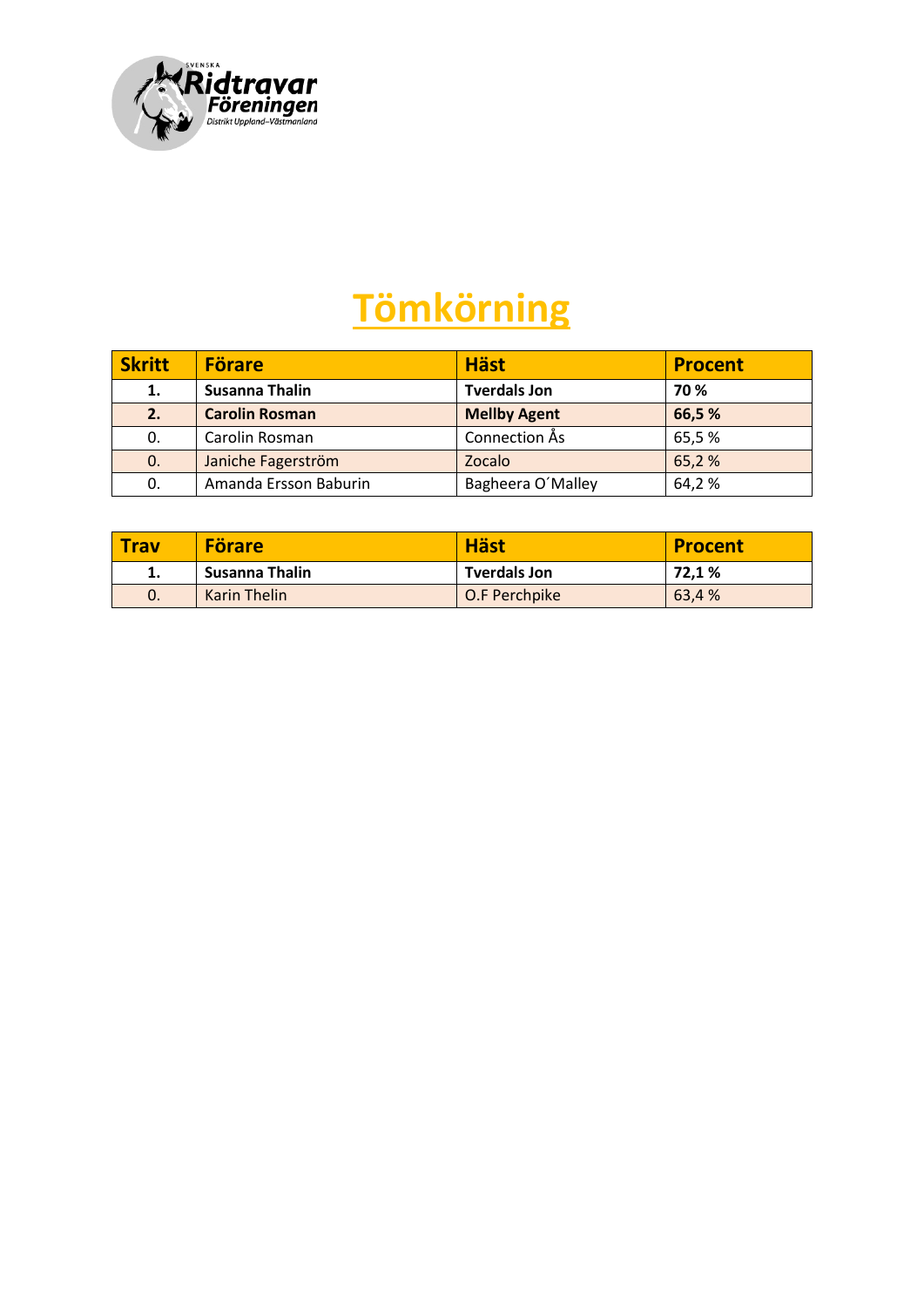# Tömkörning

| Skritt | Förare | Häst | Procent |
|---|---|---|---|
| **1.** | **Susanna Thalin** | **Tverdals Jon** | **70 %** |
| **2.** | **Carolin Rosman** | **Mellby Agent** | **66,5 %** |
| 0. | Carolin Rosman | Connection Ås | 65,5 % |
| 0. | Janiche Fagerström | Zocalo | 65,2 % |
| 0. | Amanda Ersson Baburin | Bagheera O´Malley | 64,2 % |

| Trav | Förare | Häst | Procent |
|---|---|---|---|
| **1.** | **Susanna Thalin** | **Tverdals Jon** | **72,1 %** |
| 0. | Karin Thelin | O.F Perchpike | 63,4 % |